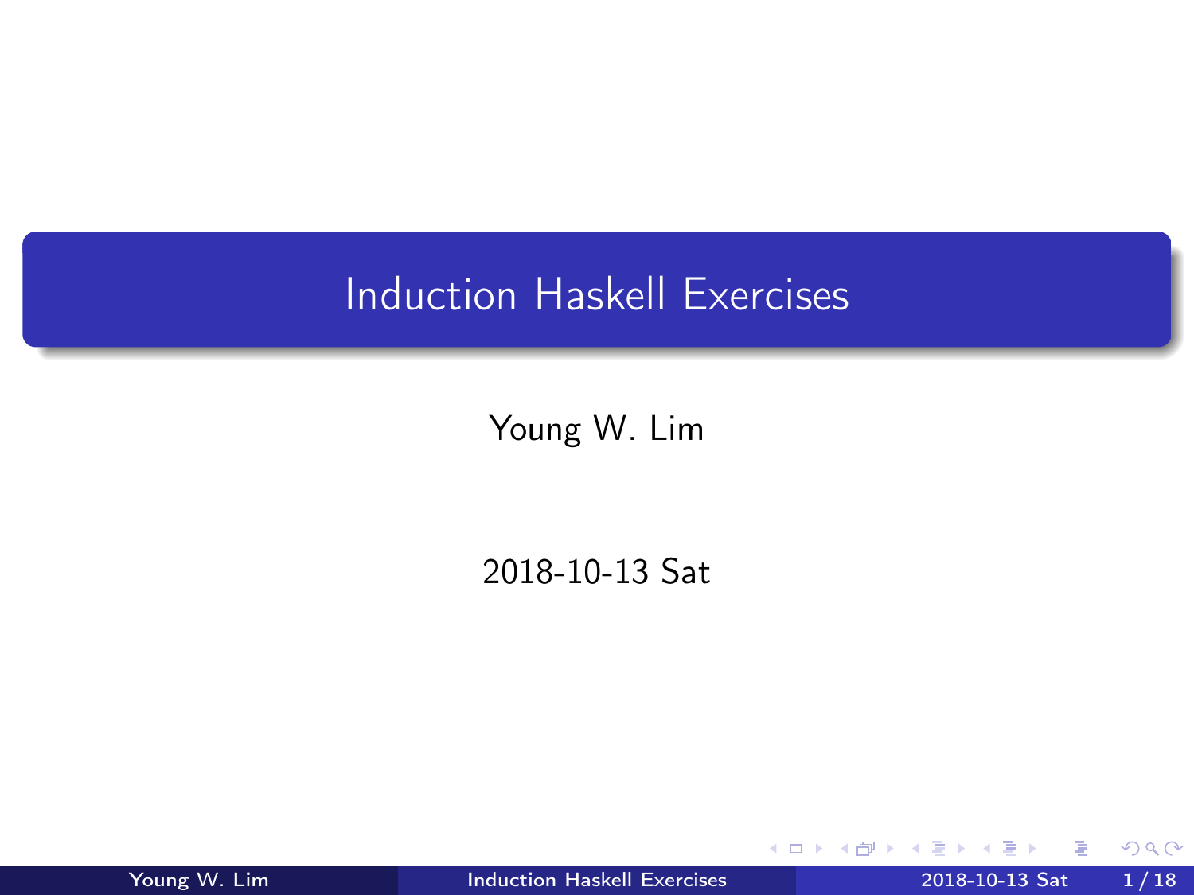# Induction Haskell Exercises

Young W. Lim

2018-10-13 Sat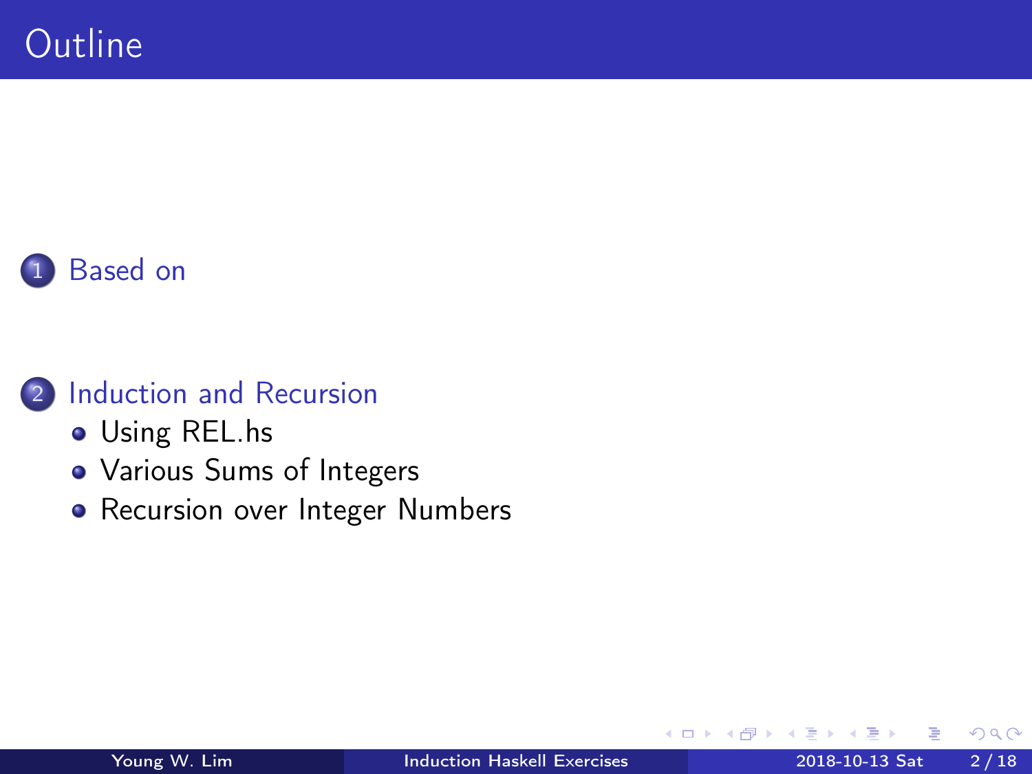# Outline

1. Based on

2. Induction and Recursion
   - Using REL.hs
   - Various Sums of Integers
   - Recursion over Integer Numbers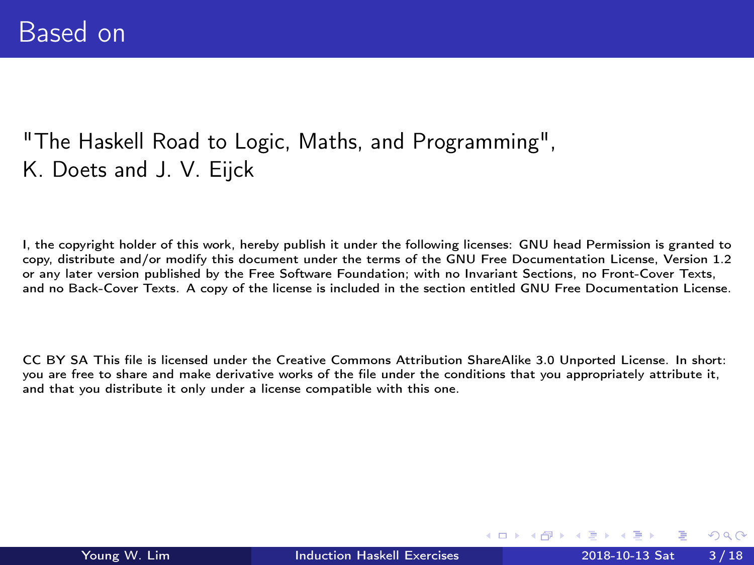# Based on

"The Haskell Road to Logic, Maths, and Programming", K. Doets and J. V. Eijck

I, the copyright holder of this work, hereby publish it under the following licenses: GNU head Permission is granted to copy, distribute and/or modify this document under the terms of the GNU Free Documentation License, Version 1.2 or any later version published by the Free Software Foundation; with no Invariant Sections, no Front-Cover Texts, and no Back-Cover Texts. A copy of the license is included in the section entitled GNU Free Documentation License.

CC BY SA This file is licensed under the Creative Commons Attribution ShareAlike 3.0 Unported License. In short: you are free to share and make derivative works of the file under the conditions that you appropriately attribute it, and that you distribute it only under a license compatible with this one.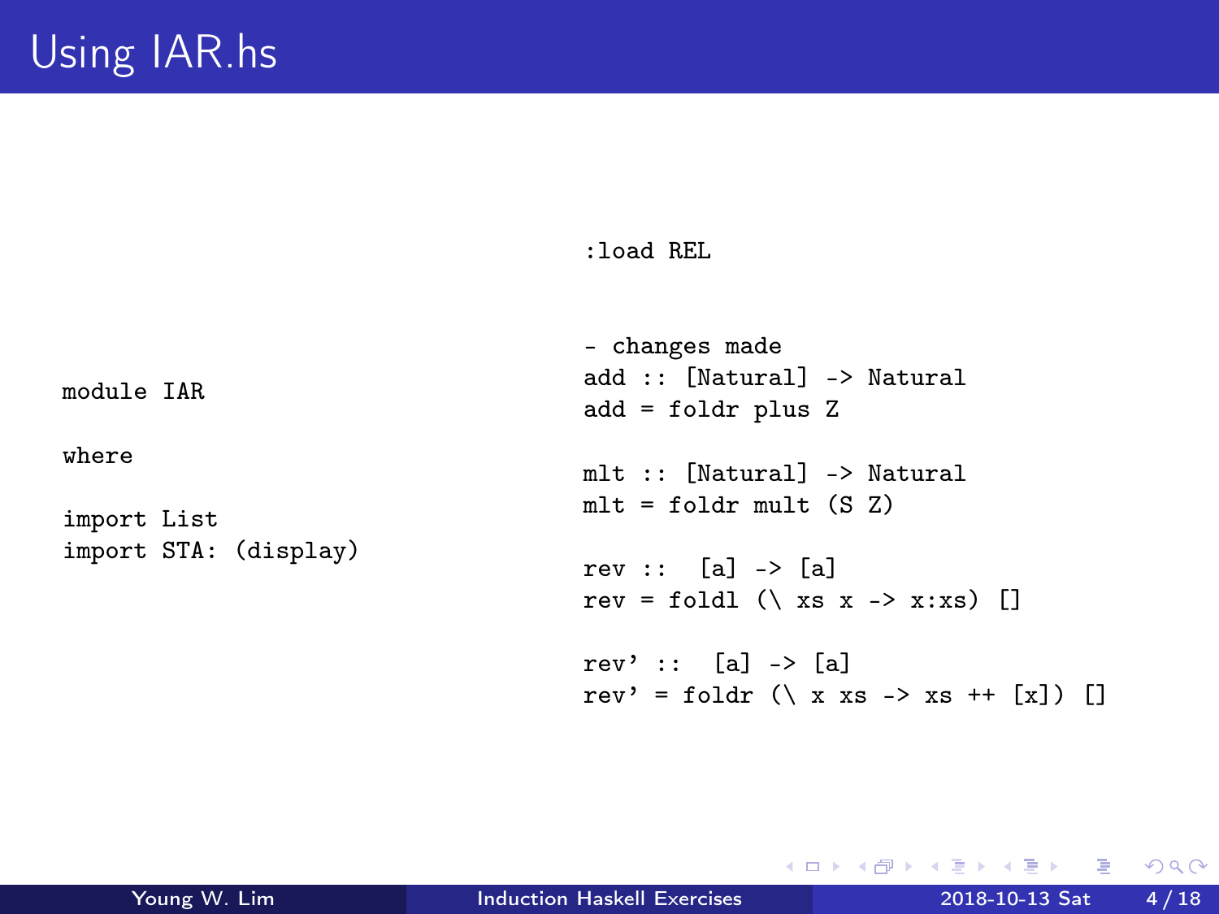# Using IAR.hs

```
module IAR

where

import List
import STA: (display)
```

```
:load REL
```

```
- changes made
add :: [Natural] -> Natural
add = foldr plus Z

mlt :: [Natural] -> Natural
mlt = foldr mult (S Z)

rev ::  [a] -> [a]
rev = foldl (\ xs x -> x:xs) []

rev' ::  [a] -> [a]
rev' = foldr (\ x xs -> xs ++ [x]) []
```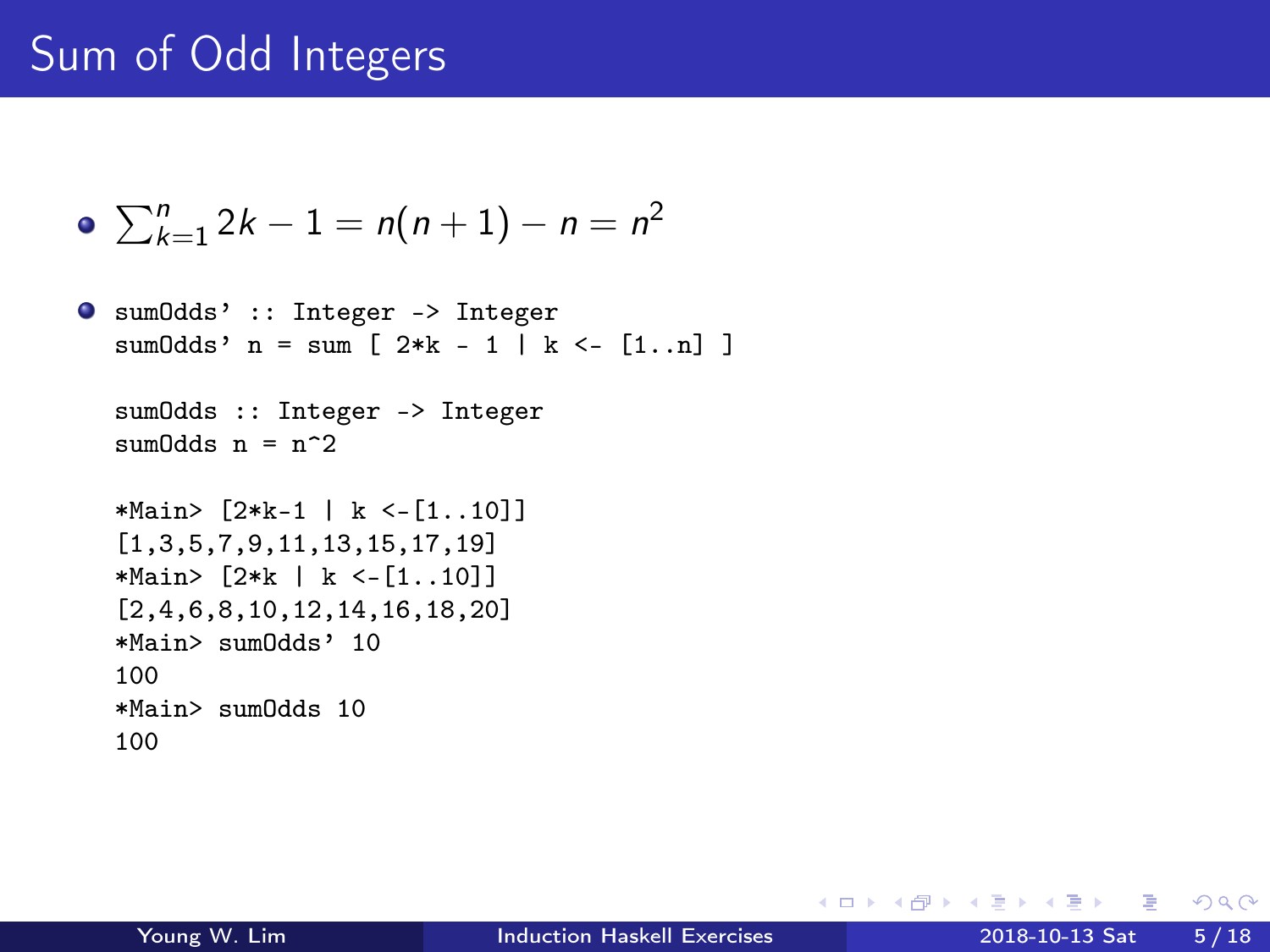# Sum of Odd Integers

- $\sum_{k=1}^{n} 2k - 1 = n(n+1) - n = n^2$

- ```
  sumOdds' :: Integer -> Integer
  sumOdds' n = sum [ 2*k - 1 | k <- [1..n] ]

  sumOdds :: Integer -> Integer
  sumOdds n = n^2

  *Main> [2*k-1 | k <-[1..10]]
  [1,3,5,7,9,11,13,15,17,19]
  *Main> [2*k | k <-[1..10]]
  [2,4,6,8,10,12,14,16,18,20]
  *Main> sumOdds' 10
  100
  *Main> sumOdds 10
  100
  ```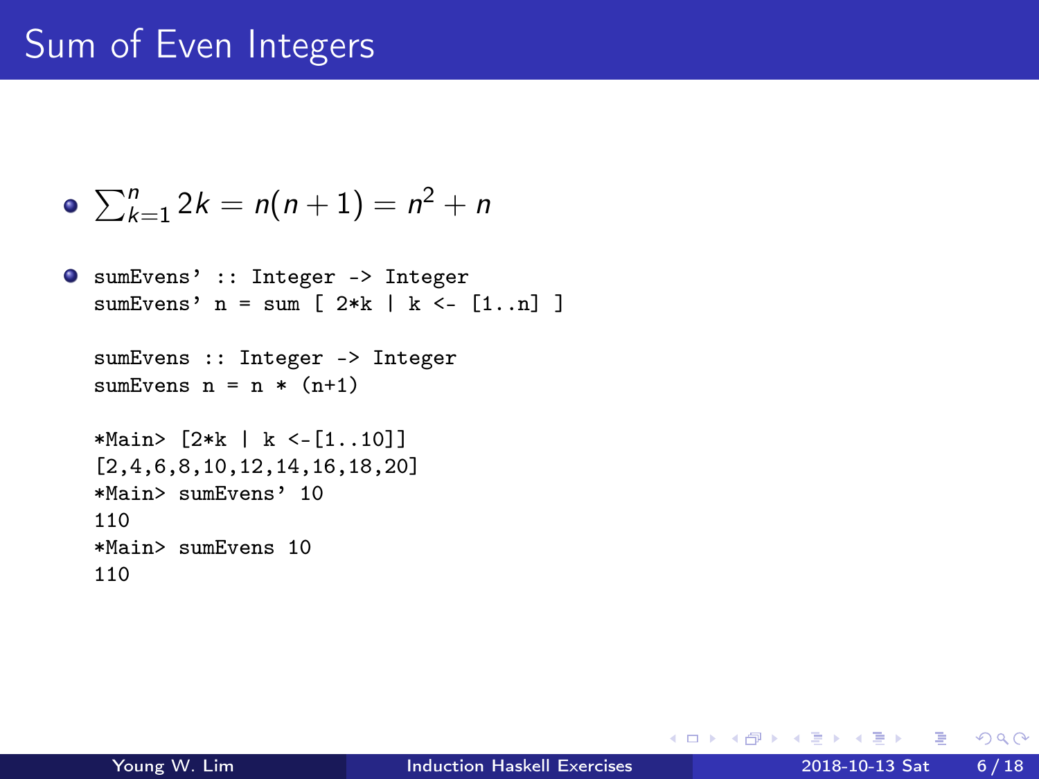# Sum of Even Integers

- $\sum_{k=1}^{n} 2k = n(n+1) = n^2 + n$

- ```
  sumEvens' :: Integer -> Integer
  sumEvens' n = sum [ 2*k | k <- [1..n] ]

  sumEvens :: Integer -> Integer
  sumEvens n = n * (n+1)

  *Main> [2*k | k <-[1..10]]
  [2,4,6,8,10,12,14,16,18,20]
  *Main> sumEvens' 10
  110
  *Main> sumEvens 10
  110
  ```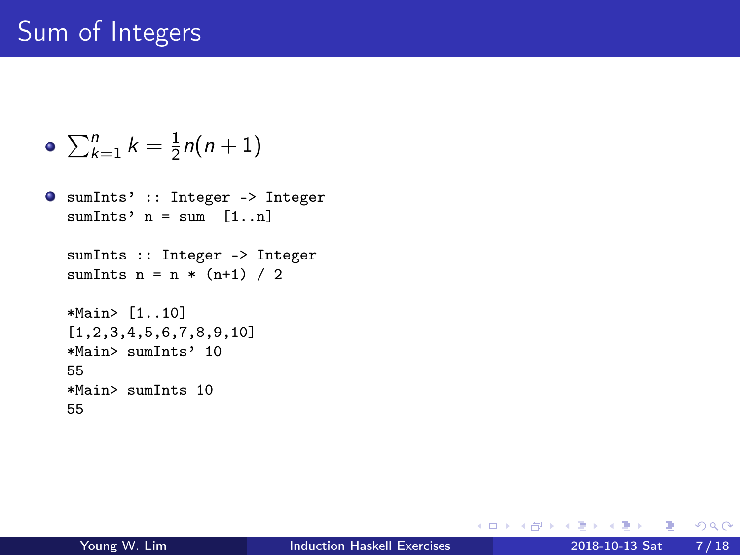# Sum of Integers

- $\sum_{k=1}^{n} k = \frac{1}{2}n(n+1)$

- ```
  sumInts' :: Integer -> Integer
  sumInts' n = sum  [1..n]

  sumInts :: Integer -> Integer
  sumInts n = n * (n+1) / 2

  *Main> [1..10]
  [1,2,3,4,5,6,7,8,9,10]
  *Main> sumInts' 10
  55
  *Main> sumInts 10
  55
  ```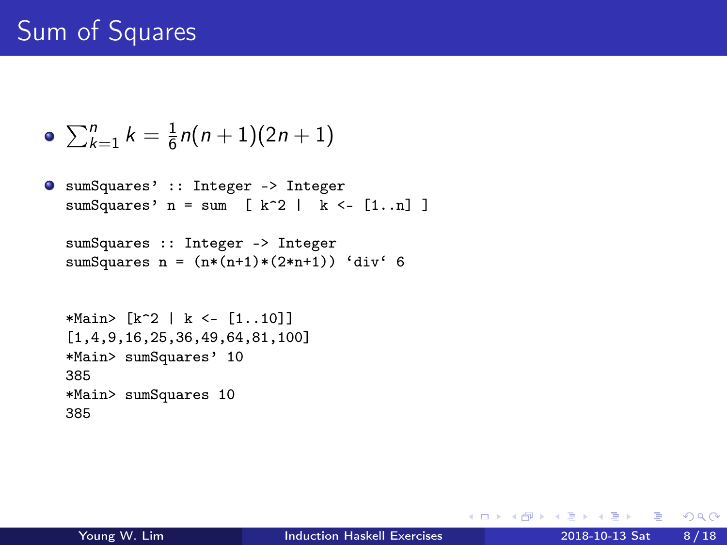# Sum of Squares

- $\sum_{k=1}^{n} k = \frac{1}{6}n(n+1)(2n+1)$

- ```
  sumSquares' :: Integer -> Integer
  sumSquares' n = sum  [ k^2 |  k <- [1..n] ]

  sumSquares :: Integer -> Integer
  sumSquares n = (n*(n+1)*(2*n+1)) `div` 6


  *Main> [k^2 | k <- [1..10]]
  [1,4,9,16,25,36,49,64,81,100]
  *Main> sumSquares' 10
  385
  *Main> sumSquares 10
  385
  ```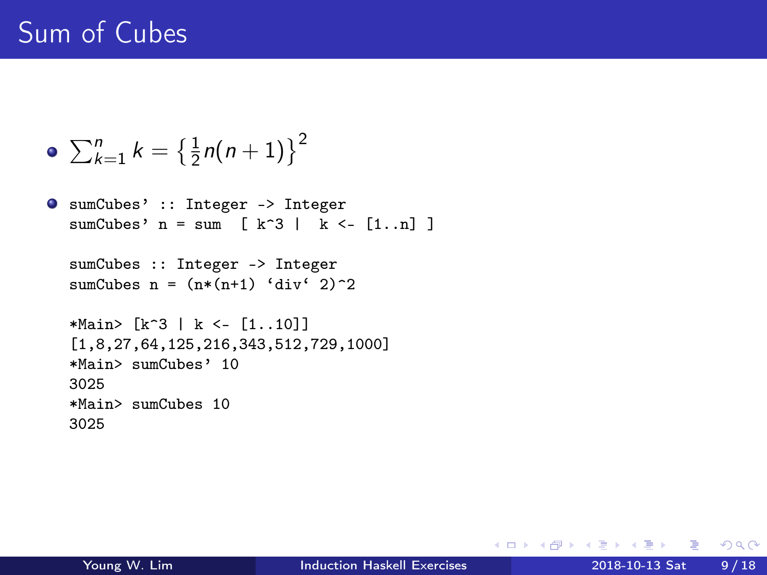# Sum of Cubes

- $\sum_{k=1}^{n} k = \left\{ \frac{1}{2} n(n+1) \right\}^2$

- ```
  sumCubes' :: Integer -> Integer
  sumCubes' n = sum  [ k^3 |  k <- [1..n] ]

  sumCubes :: Integer -> Integer
  sumCubes n = (n*(n+1) `div` 2)^2

  *Main> [k^3 | k <- [1..10]]
  [1,8,27,64,125,216,343,512,729,1000]
  *Main> sumCubes' 10
  3025
  *Main> sumCubes 10
  3025
  ```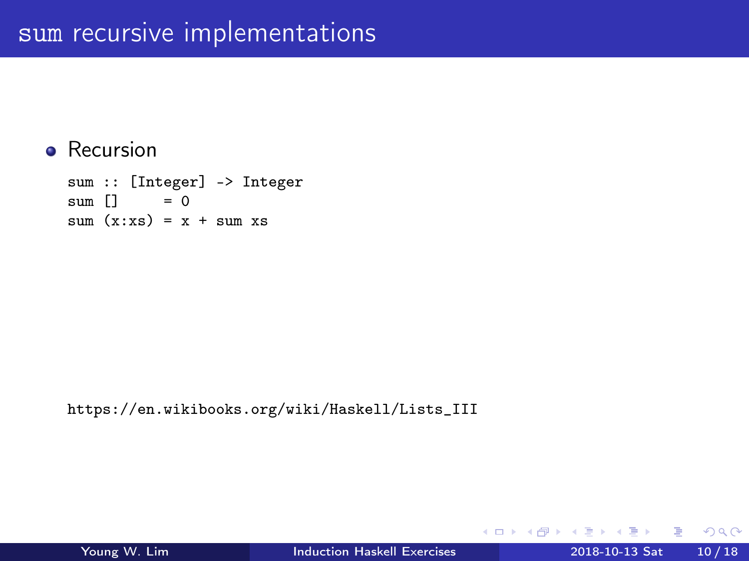# sum recursive implementations

- Recursion

```
sum :: [Integer] -> Integer
sum []     = 0
sum (x:xs) = x + sum xs
```

https://en.wikibooks.org/wiki/Haskell/Lists_III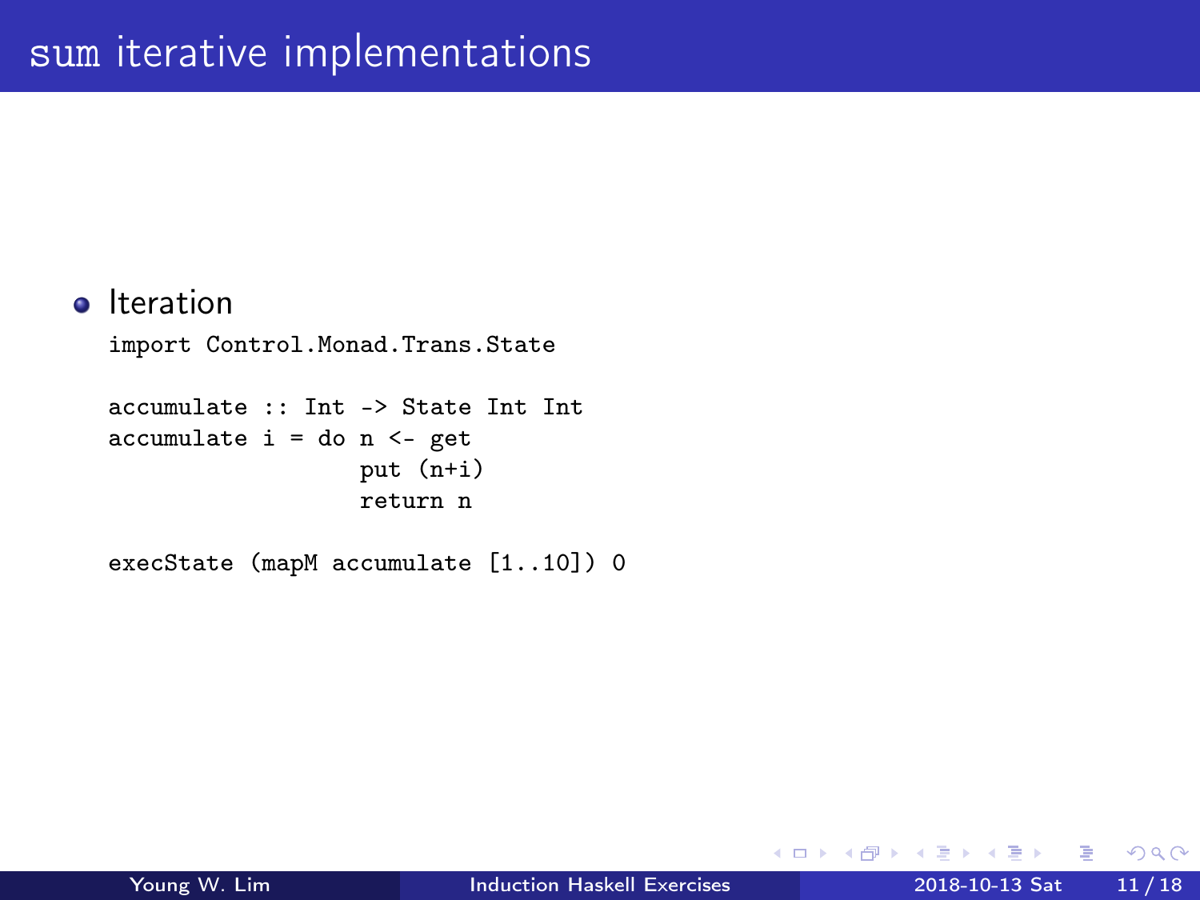# sum iterative implementations

- Iteration

```
import Control.Monad.Trans.State

accumulate :: Int -> State Int Int
accumulate i = do n <- get
                  put (n+i)
                  return n

execState (mapM accumulate [1..10]) 0
```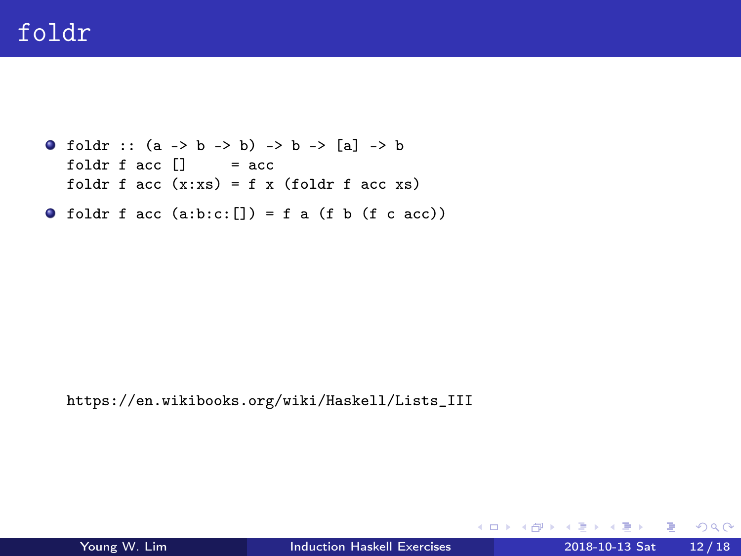# foldr

- ```
  foldr :: (a -> b -> b) -> b -> [a] -> b
  foldr f acc []     = acc
  foldr f acc (x:xs) = f x (foldr f acc xs)
  ```
- ```
  foldr f acc (a:b:c:[]) = f a (f b (f c acc))
  ```

https://en.wikibooks.org/wiki/Haskell/Lists_III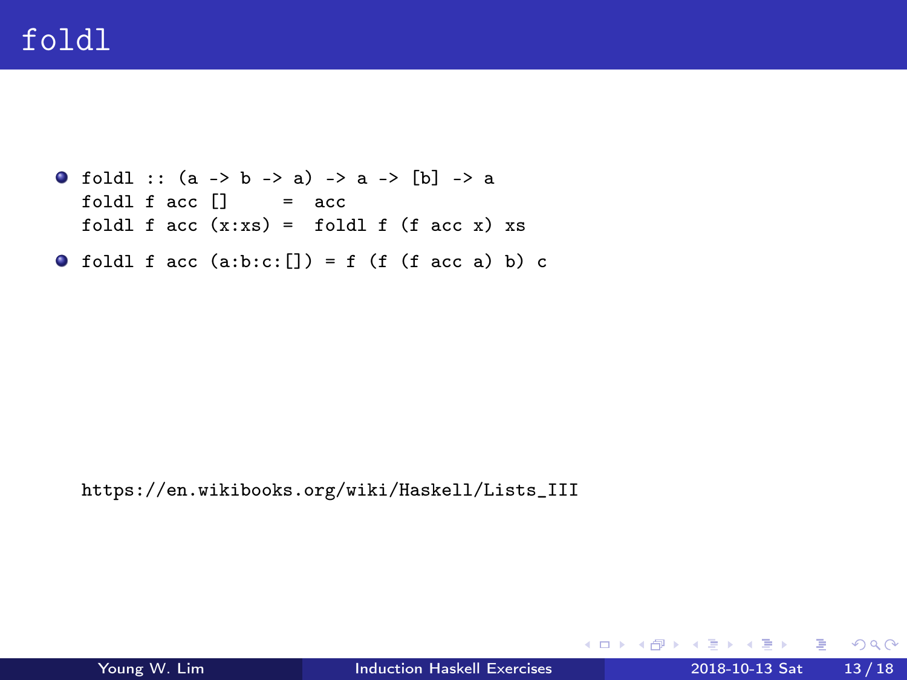# foldl

- ```
  foldl :: (a -> b -> a) -> a -> [b] -> a
  foldl f acc []     =  acc
  foldl f acc (x:xs) =  foldl f (f acc x) xs
  ```
- ```
  foldl f acc (a:b:c:[]) = f (f (f acc a) b) c
  ```

https://en.wikibooks.org/wiki/Haskell/Lists_III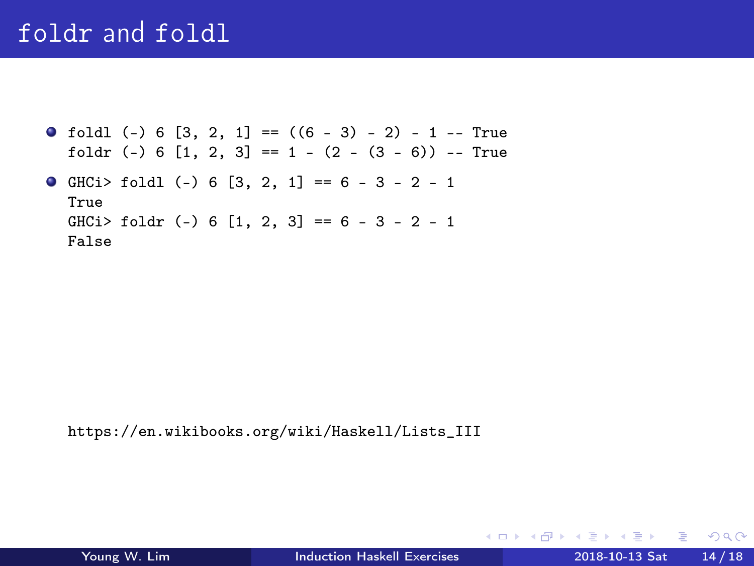# foldr and foldl

- ```
  foldl (-) 6 [3, 2, 1] == ((6 - 3) - 2) - 1 -- True
  foldr (-) 6 [1, 2, 3] == 1 - (2 - (3 - 6)) -- True
  ```
- ```
  GHCi> foldl (-) 6 [3, 2, 1] == 6 - 3 - 2 - 1
  True
  GHCi> foldr (-) 6 [1, 2, 3] == 6 - 3 - 2 - 1
  False
  ```

https://en.wikibooks.org/wiki/Haskell/Lists_III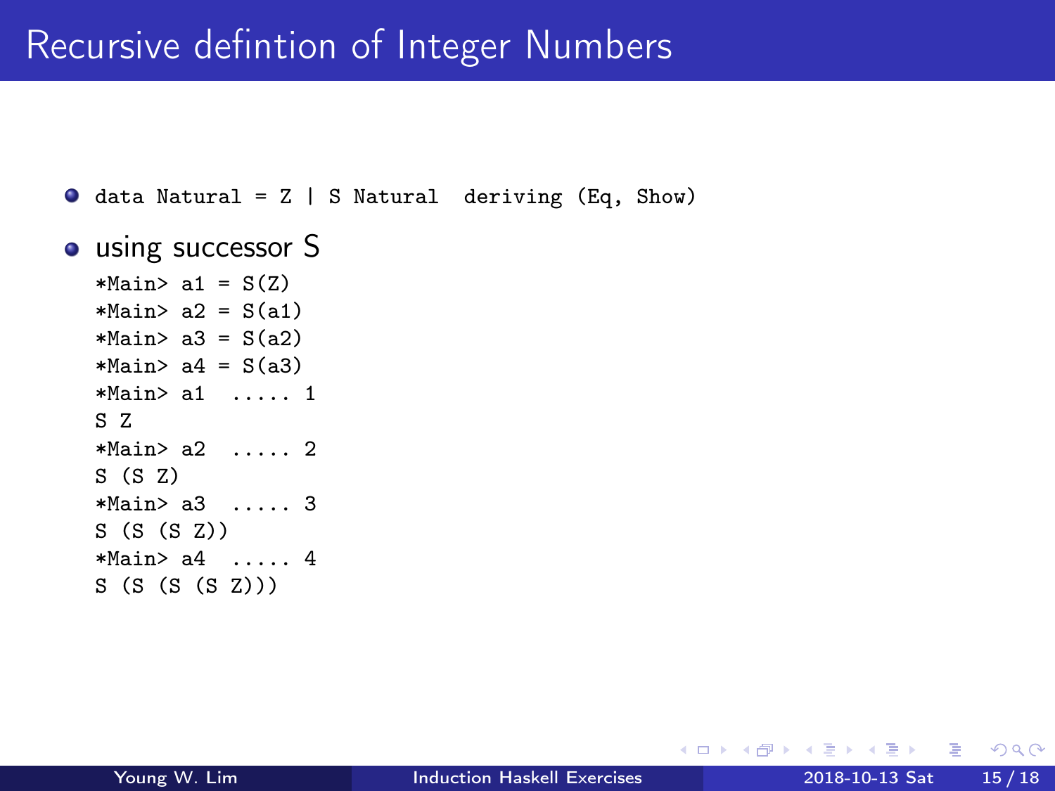# Recursive defintion of Integer Numbers

- `data Natural = Z | S Natural  deriving (Eq, Show)`
- using successor S

```
*Main> a1 = S(Z)
*Main> a2 = S(a1)
*Main> a3 = S(a2)
*Main> a4 = S(a3)
*Main> a1  ..... 1
S Z
*Main> a2  ..... 2
S (S Z)
*Main> a3  ..... 3
S (S (S Z))
*Main> a4  ..... 4
S (S (S (S Z)))
```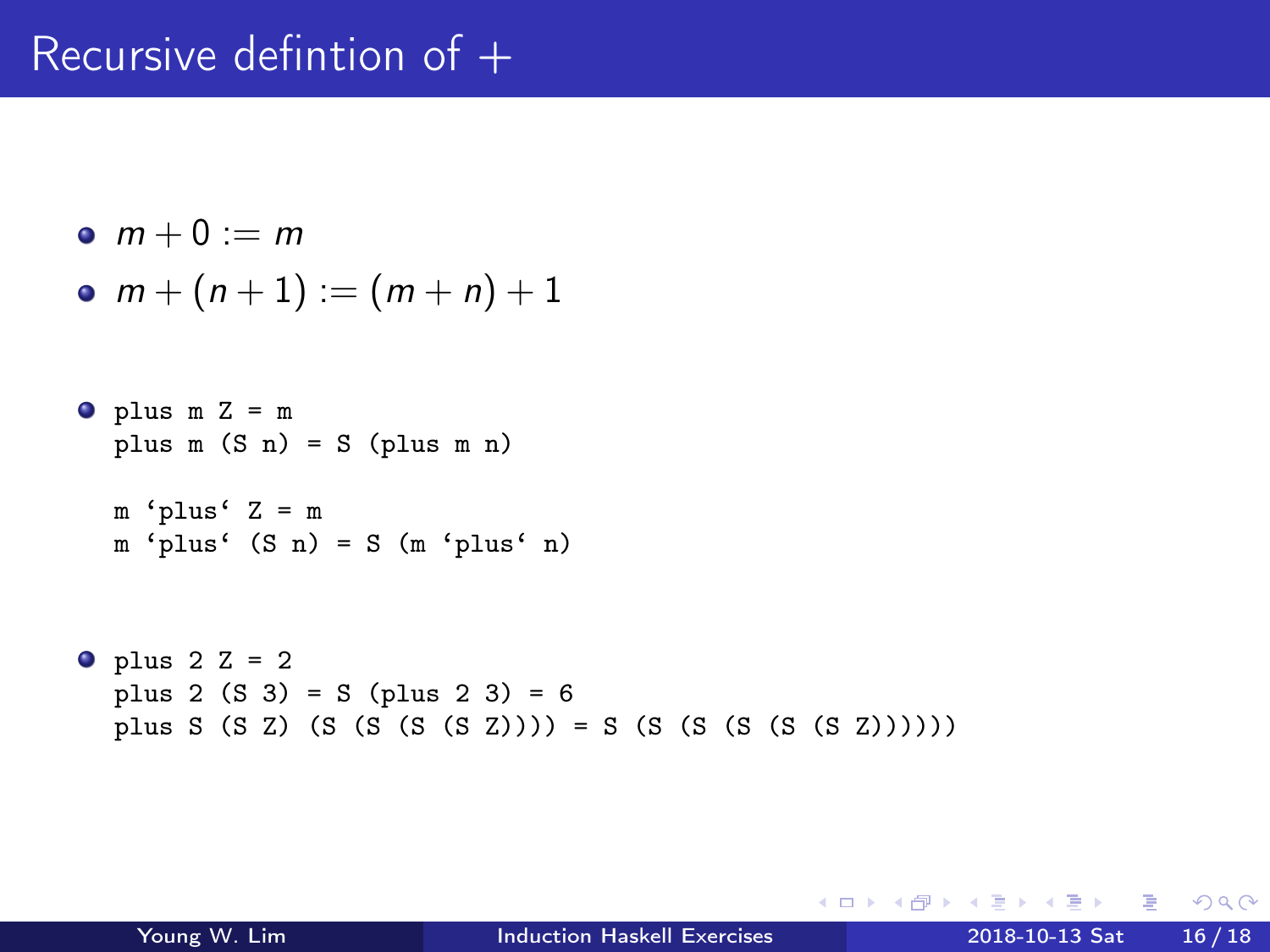# Recursive defintion of +

- $m + 0 := m$
- $m + (n + 1) := (m + n) + 1$

- ```
  plus m Z = m
  plus m (S n) = S (plus m n)

  m ‘plus‘ Z = m
  m ‘plus‘ (S n) = S (m ‘plus‘ n)
  ```

- ```
  plus 2 Z = 2
  plus 2 (S 3) = S (plus 2 3) = 6
  plus S (S Z) (S (S (S (S Z)))) = S (S (S (S (S (S Z))))))
  ```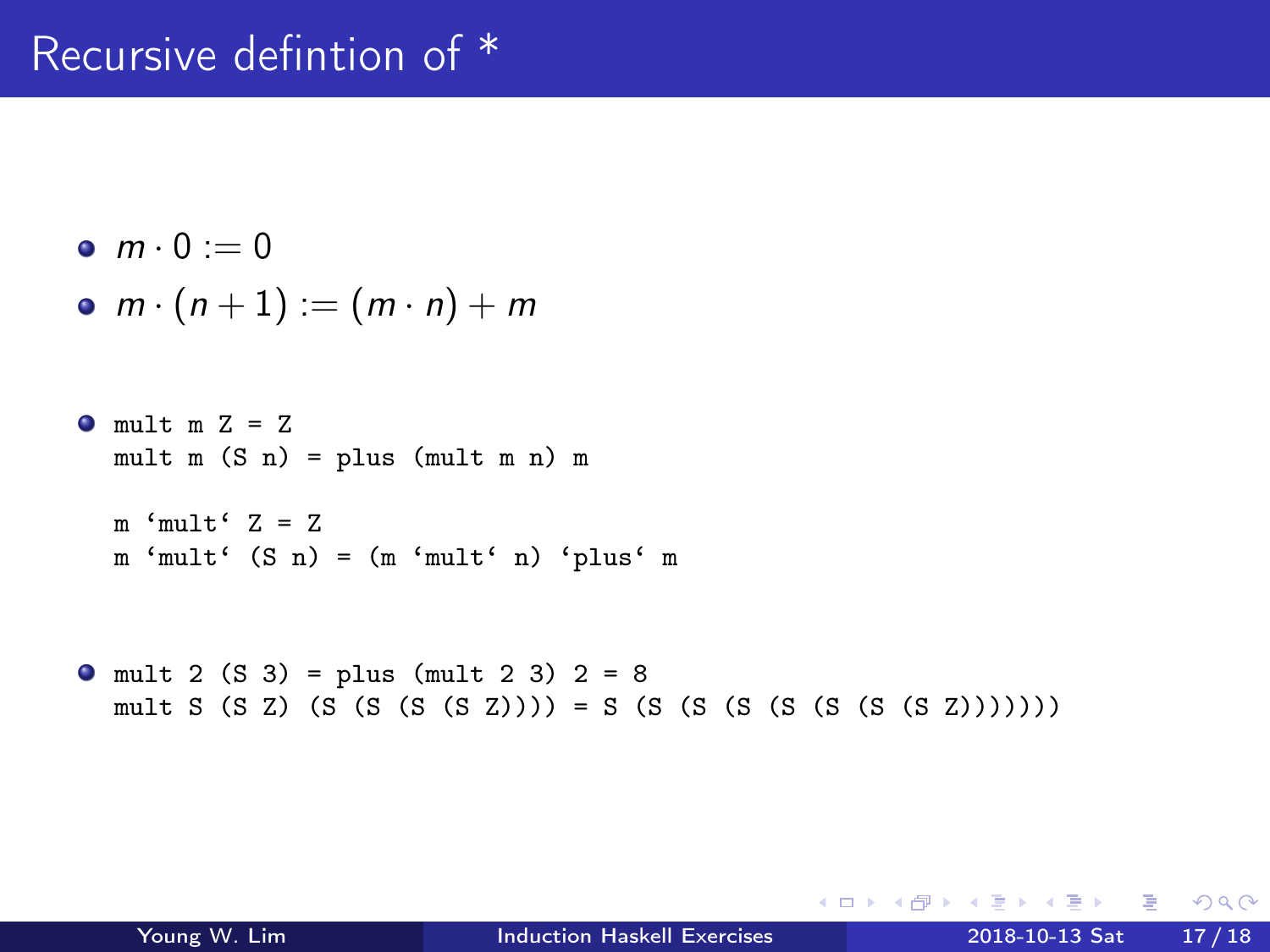# Recursive defintion of *

- $m \cdot 0 := 0$
- $m \cdot (n + 1) := (m \cdot n) + m$

- ```
  mult m Z = Z
  mult m (S n) = plus (mult m n) m

  m `mult` Z = Z
  m `mult` (S n) = (m `mult` n) `plus` m
  ```

- ```
  mult 2 (S 3) = plus (mult 2 3) 2 = 8
  mult S (S Z) (S (S (S (S Z)))) = S (S (S (S (S (S (S (S Z)))))))
  ```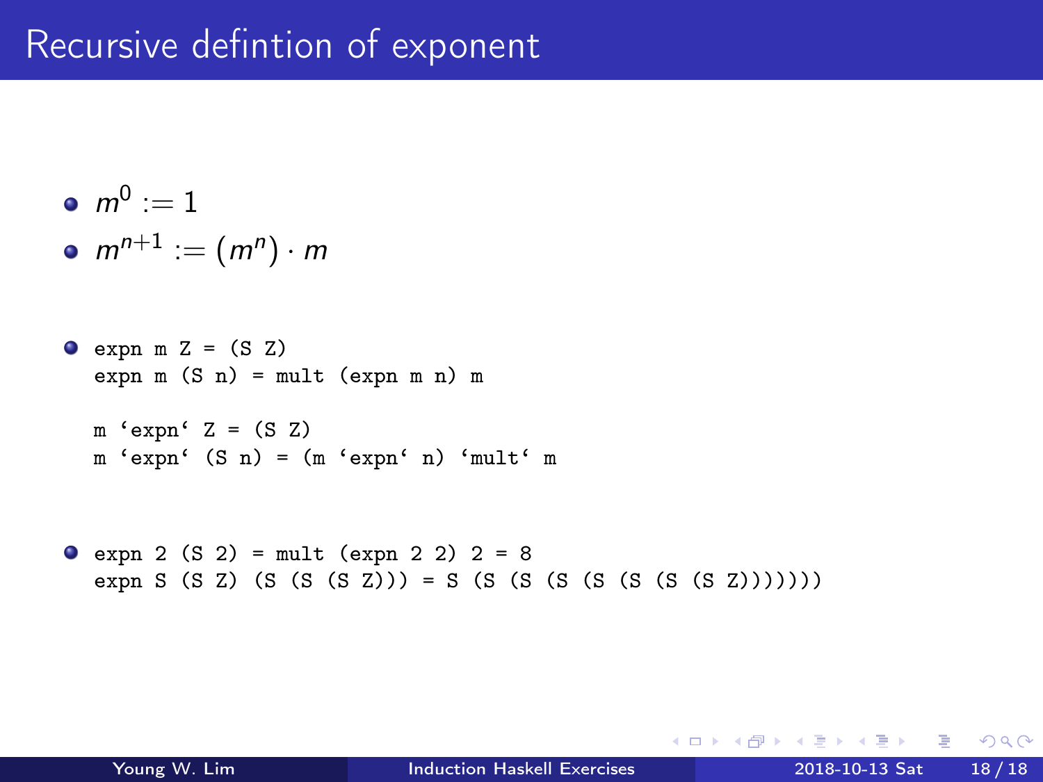# Recursive defintion of exponent

- $m^0 := 1$
- $m^{n+1} := (m^n) \cdot m$

- ```
  expn m Z = (S Z)
  expn m (S n) = mult (expn m n) m
  ```

  ```
  m `expn` Z = (S Z)
  m `expn` (S n) = (m `expn` n) `mult` m
  ```

- ```
  expn 2 (S 2) = mult (expn 2 2) 2 = 8
  expn S (S Z) (S (S (S Z))) = S (S (S (S (S (S (S (S Z)))))))
  ```